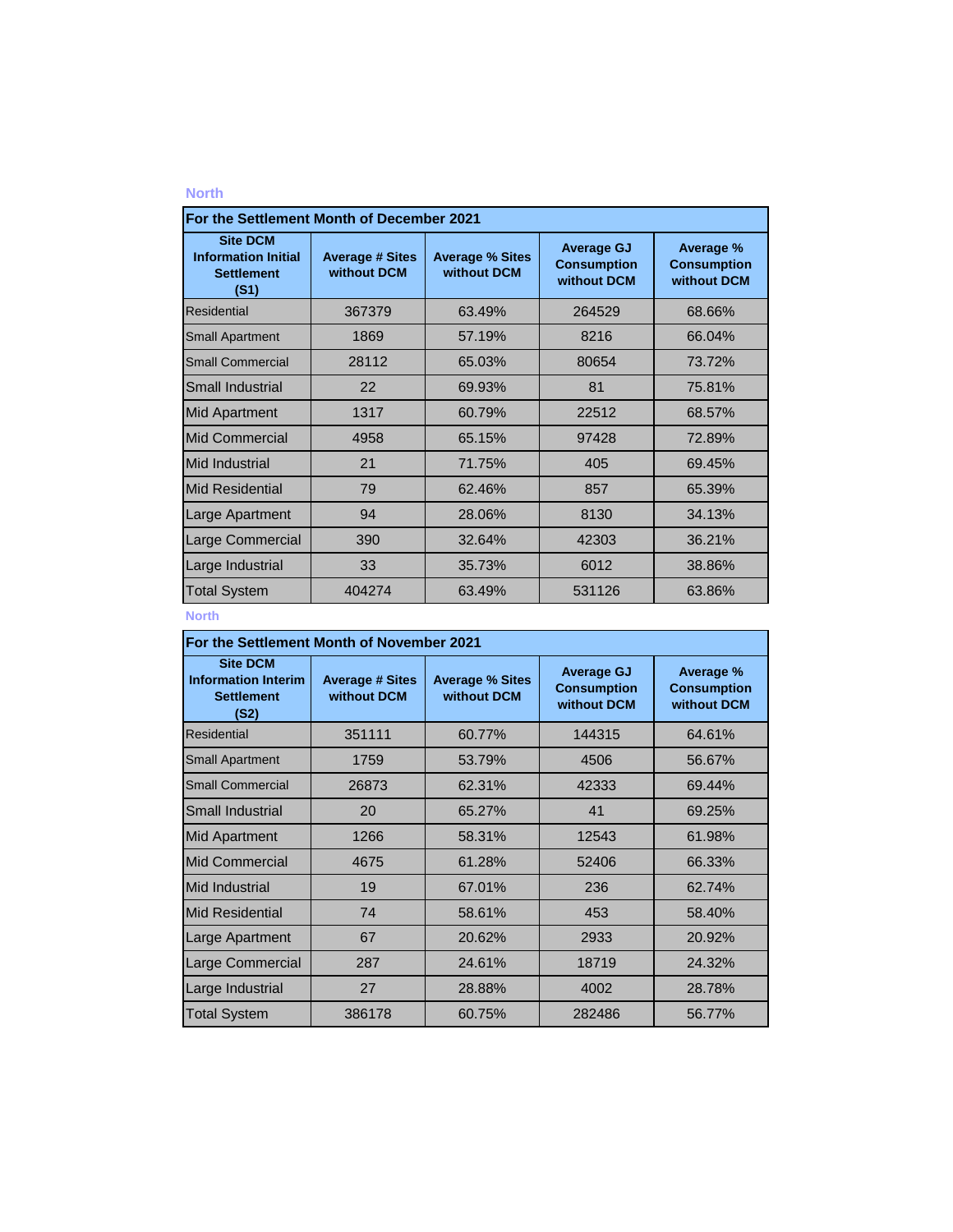North

| For the Settlement Month of December 2021 | | | | |
|---|---|---|---|---|
| **Site DCM Information Initial Settlement (S1)** | **Average # Sites without DCM** | **Average % Sites without DCM** | **Average GJ Consumption without DCM** | **Average % Consumption without DCM** |
| Residential | 367379 | 63.49% | 264529 | 68.66% |
| Small Apartment | 1869 | 57.19% | 8216 | 66.04% |
| Small Commercial | 28112 | 65.03% | 80654 | 73.72% |
| Small Industrial | 22 | 69.93% | 81 | 75.81% |
| Mid Apartment | 1317 | 60.79% | 22512 | 68.57% |
| Mid Commercial | 4958 | 65.15% | 97428 | 72.89% |
| Mid Industrial | 21 | 71.75% | 405 | 69.45% |
| Mid Residential | 79 | 62.46% | 857 | 65.39% |
| Large Apartment | 94 | 28.06% | 8130 | 34.13% |
| Large Commercial | 390 | 32.64% | 42303 | 36.21% |
| Large Industrial | 33 | 35.73% | 6012 | 38.86% |
| Total System | 404274 | 63.49% | 531126 | 63.86% |

North

| For the Settlement Month of November 2021 | | | | |
|---|---|---|---|---|
| **Site DCM Information Interim Settlement (S2)** | **Average # Sites without DCM** | **Average % Sites without DCM** | **Average GJ Consumption without DCM** | **Average % Consumption without DCM** |
| Residential | 351111 | 60.77% | 144315 | 64.61% |
| Small Apartment | 1759 | 53.79% | 4506 | 56.67% |
| Small Commercial | 26873 | 62.31% | 42333 | 69.44% |
| Small Industrial | 20 | 65.27% | 41 | 69.25% |
| Mid Apartment | 1266 | 58.31% | 12543 | 61.98% |
| Mid Commercial | 4675 | 61.28% | 52406 | 66.33% |
| Mid Industrial | 19 | 67.01% | 236 | 62.74% |
| Mid Residential | 74 | 58.61% | 453 | 58.40% |
| Large Apartment | 67 | 20.62% | 2933 | 20.92% |
| Large Commercial | 287 | 24.61% | 18719 | 24.32% |
| Large Industrial | 27 | 28.88% | 4002 | 28.78% |
| Total System | 386178 | 60.75% | 282486 | 56.77% |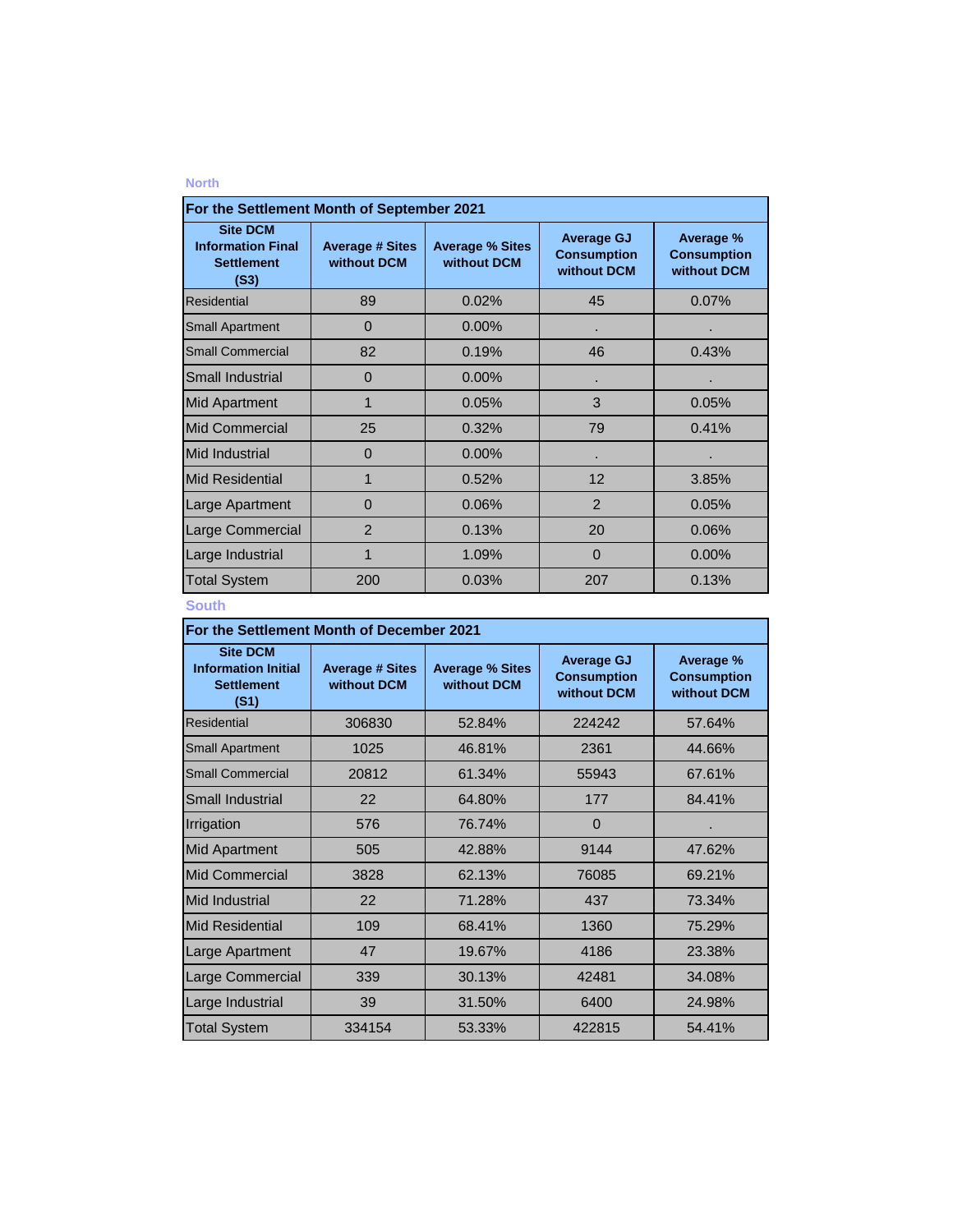North

| For the Settlement Month of September 2021 | | | | |
|---|---|---|---|---|
| Site DCM Information Final Settlement (S3) | Average # Sites without DCM | Average % Sites without DCM | Average GJ Consumption without DCM | Average % Consumption without DCM |
| Residential | 89 | 0.02% | 45 | 0.07% |
| Small Apartment | 0 | 0.00% | . | . |
| Small Commercial | 82 | 0.19% | 46 | 0.43% |
| Small Industrial | 0 | 0.00% | . | . |
| Mid Apartment | 1 | 0.05% | 3 | 0.05% |
| Mid Commercial | 25 | 0.32% | 79 | 0.41% |
| Mid Industrial | 0 | 0.00% | . | . |
| Mid Residential | 1 | 0.52% | 12 | 3.85% |
| Large Apartment | 0 | 0.06% | 2 | 0.05% |
| Large Commercial | 2 | 0.13% | 20 | 0.06% |
| Large Industrial | 1 | 1.09% | 0 | 0.00% |
| Total System | 200 | 0.03% | 207 | 0.13% |

South

| For the Settlement Month of December 2021 | | | | |
|---|---|---|---|---|
| Site DCM Information Initial Settlement (S1) | Average # Sites without DCM | Average % Sites without DCM | Average GJ Consumption without DCM | Average % Consumption without DCM |
| Residential | 306830 | 52.84% | 224242 | 57.64% |
| Small Apartment | 1025 | 46.81% | 2361 | 44.66% |
| Small Commercial | 20812 | 61.34% | 55943 | 67.61% |
| Small Industrial | 22 | 64.80% | 177 | 84.41% |
| Irrigation | 576 | 76.74% | 0 | . |
| Mid Apartment | 505 | 42.88% | 9144 | 47.62% |
| Mid Commercial | 3828 | 62.13% | 76085 | 69.21% |
| Mid Industrial | 22 | 71.28% | 437 | 73.34% |
| Mid Residential | 109 | 68.41% | 1360 | 75.29% |
| Large Apartment | 47 | 19.67% | 4186 | 23.38% |
| Large Commercial | 339 | 30.13% | 42481 | 34.08% |
| Large Industrial | 39 | 31.50% | 6400 | 24.98% |
| Total System | 334154 | 53.33% | 422815 | 54.41% |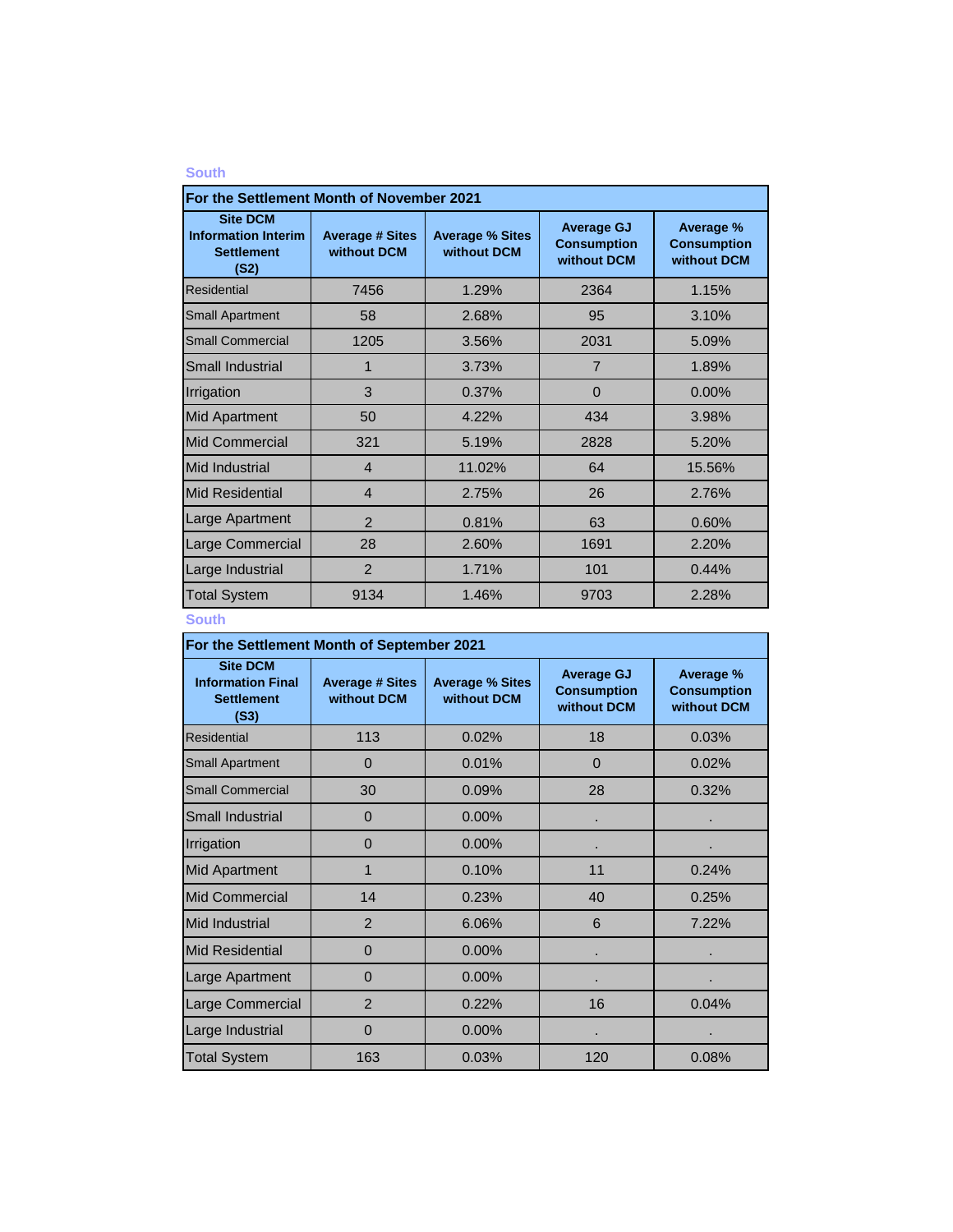South

| For the Settlement Month of November 2021 | | | | |
|---|---|---|---|---|
| **Site DCM Information Interim Settlement (S2)** | **Average # Sites without DCM** | **Average % Sites without DCM** | **Average GJ Consumption without DCM** | **Average % Consumption without DCM** |
| Residential | 7456 | 1.29% | 2364 | 1.15% |
| Small Apartment | 58 | 2.68% | 95 | 3.10% |
| Small Commercial | 1205 | 3.56% | 2031 | 5.09% |
| Small Industrial | 1 | 3.73% | 7 | 1.89% |
| Irrigation | 3 | 0.37% | 0 | 0.00% |
| Mid Apartment | 50 | 4.22% | 434 | 3.98% |
| Mid Commercial | 321 | 5.19% | 2828 | 5.20% |
| Mid Industrial | 4 | 11.02% | 64 | 15.56% |
| Mid Residential | 4 | 2.75% | 26 | 2.76% |
| Large Apartment | 2 | 0.81% | 63 | 0.60% |
| Large Commercial | 28 | 2.60% | 1691 | 2.20% |
| Large Industrial | 2 | 1.71% | 101 | 0.44% |
| Total System | 9134 | 1.46% | 9703 | 2.28% |

South

| For the Settlement Month of September 2021 | | | | |
|---|---|---|---|---|
| **Site DCM Information Final Settlement (S3)** | **Average # Sites without DCM** | **Average % Sites without DCM** | **Average GJ Consumption without DCM** | **Average % Consumption without DCM** |
| Residential | 113 | 0.02% | 18 | 0.03% |
| Small Apartment | 0 | 0.01% | 0 | 0.02% |
| Small Commercial | 30 | 0.09% | 28 | 0.32% |
| Small Industrial | 0 | 0.00% | . | . |
| Irrigation | 0 | 0.00% | . | . |
| Mid Apartment | 1 | 0.10% | 11 | 0.24% |
| Mid Commercial | 14 | 0.23% | 40 | 0.25% |
| Mid Industrial | 2 | 6.06% | 6 | 7.22% |
| Mid Residential | 0 | 0.00% | . | . |
| Large Apartment | 0 | 0.00% | . | . |
| Large Commercial | 2 | 0.22% | 16 | 0.04% |
| Large Industrial | 0 | 0.00% | . | . |
| Total System | 163 | 0.03% | 120 | 0.08% |